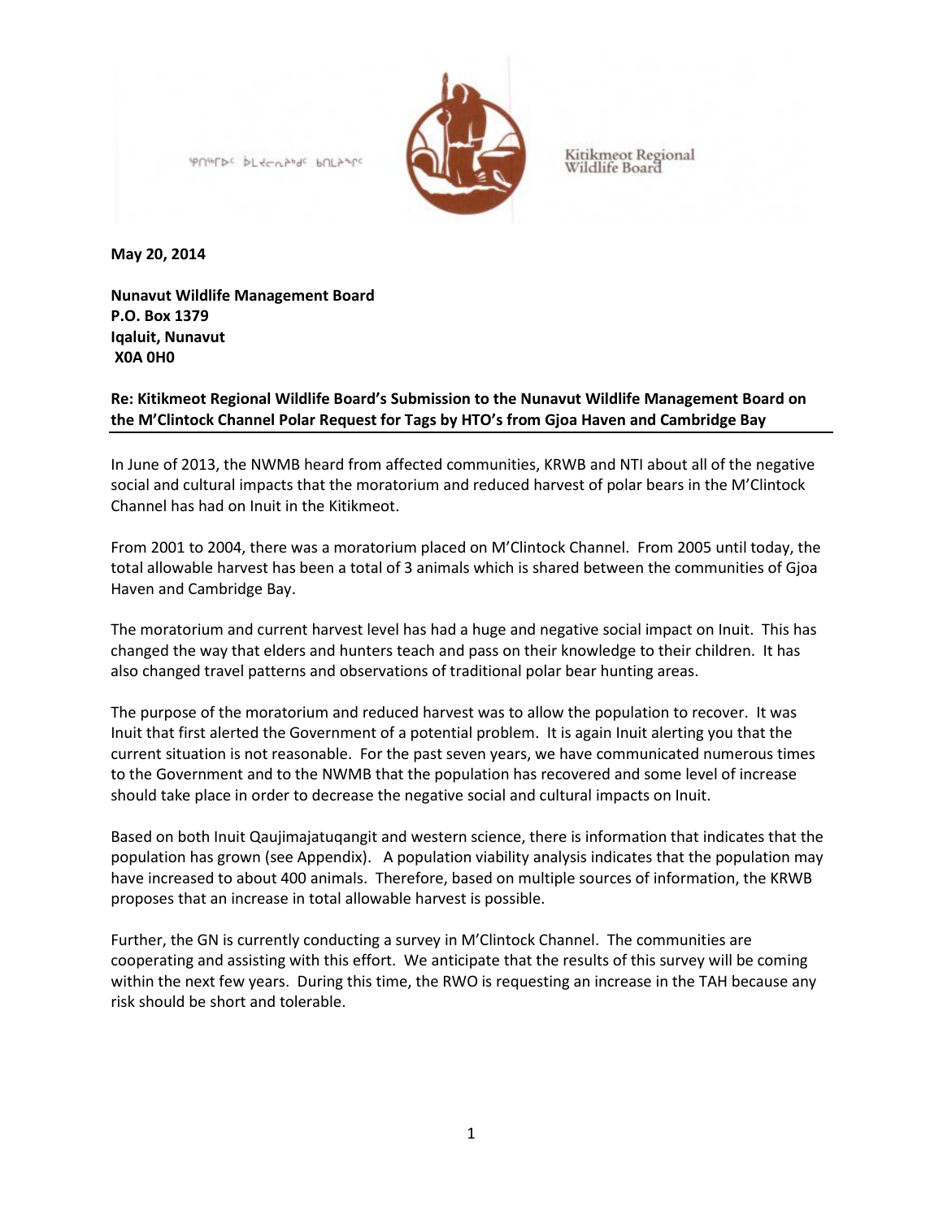ᕿᑎᕐᒥᐅᑦ ᐆᒪᔪᓕᕆᔨᒃᑦ ᑲᑎᒪᔨᖏᑦ

Kitikmeot Regional Wildlife Board

**May 20, 2014**

**Nunavut Wildlife Management Board**
**P.O. Box 1379**
**Iqaluit, Nunavut**
**X0A 0H0**

**Re: Kitikmeot Regional Wildlife Board's Submission to the Nunavut Wildlife Management Board on the M'Clintock Channel Polar Request for Tags by HTO's from Gjoa Haven and Cambridge Bay**

In June of 2013, the NWMB heard from affected communities, KRWB and NTI about all of the negative social and cultural impacts that the moratorium and reduced harvest of polar bears in the M'Clintock Channel has had on Inuit in the Kitikmeot.

From 2001 to 2004, there was a moratorium placed on M'Clintock Channel. From 2005 until today, the total allowable harvest has been a total of 3 animals which is shared between the communities of Gjoa Haven and Cambridge Bay.

The moratorium and current harvest level has had a huge and negative social impact on Inuit. This has changed the way that elders and hunters teach and pass on their knowledge to their children. It has also changed travel patterns and observations of traditional polar bear hunting areas.

The purpose of the moratorium and reduced harvest was to allow the population to recover. It was Inuit that first alerted the Government of a potential problem. It is again Inuit alerting you that the current situation is not reasonable. For the past seven years, we have communicated numerous times to the Government and to the NWMB that the population has recovered and some level of increase should take place in order to decrease the negative social and cultural impacts on Inuit.

Based on both Inuit Qaujimajatuqangit and western science, there is information that indicates that the population has grown (see Appendix). A population viability analysis indicates that the population may have increased to about 400 animals. Therefore, based on multiple sources of information, the KRWB proposes that an increase in total allowable harvest is possible.

Further, the GN is currently conducting a survey in M'Clintock Channel. The communities are cooperating and assisting with this effort. We anticipate that the results of this survey will be coming within the next few years. During this time, the RWO is requesting an increase in the TAH because any risk should be short and tolerable.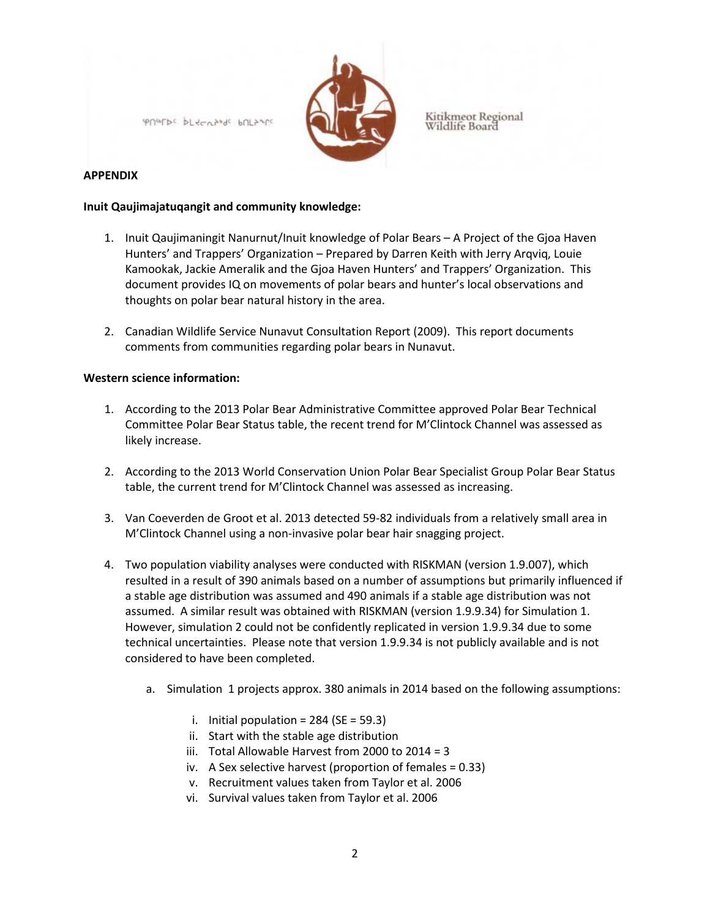ᕿᑎᖅᒥᐅᑦ ᐆᒪᔪᓕᕆᔨᒃᑯᑦ ᑲᑎᒪᔨᖏᑦ

Kitikmeot Regional Wildlife Board

**APPENDIX**

**Inuit Qaujimajatuqangit and community knowledge:**

1. Inuit Qaujimaningit Nanurnut/Inuit knowledge of Polar Bears – A Project of the Gjoa Haven Hunters' and Trappers' Organization – Prepared by Darren Keith with Jerry Arqviq, Louie Kamookak, Jackie Ameralik and the Gjoa Haven Hunters' and Trappers' Organization. This document provides IQ on movements of polar bears and hunter's local observations and thoughts on polar bear natural history in the area.

2. Canadian Wildlife Service Nunavut Consultation Report (2009). This report documents comments from communities regarding polar bears in Nunavut.

**Western science information:**

1. According to the 2013 Polar Bear Administrative Committee approved Polar Bear Technical Committee Polar Bear Status table, the recent trend for M'Clintock Channel was assessed as likely increase.

2. According to the 2013 World Conservation Union Polar Bear Specialist Group Polar Bear Status table, the current trend for M'Clintock Channel was assessed as increasing.

3. Van Coeverden de Groot et al. 2013 detected 59-82 individuals from a relatively small area in M'Clintock Channel using a non-invasive polar bear hair snagging project.

4. Two population viability analyses were conducted with RISKMAN (version 1.9.007), which resulted in a result of 390 animals based on a number of assumptions but primarily influenced if a stable age distribution was assumed and 490 animals if a stable age distribution was not assumed. A similar result was obtained with RISKMAN (version 1.9.9.34) for Simulation 1. However, simulation 2 could not be confidently replicated in version 1.9.9.34 due to some technical uncertainties. Please note that version 1.9.9.34 is not publicly available and is not considered to have been completed.

   a. Simulation 1 projects approx. 380 animals in 2014 based on the following assumptions:

      i. Initial population = 284 (SE = 59.3)
      ii. Start with the stable age distribution
      iii. Total Allowable Harvest from 2000 to 2014 = 3
      iv. A Sex selective harvest (proportion of females = 0.33)
      v. Recruitment values taken from Taylor et al. 2006
      vi. Survival values taken from Taylor et al. 2006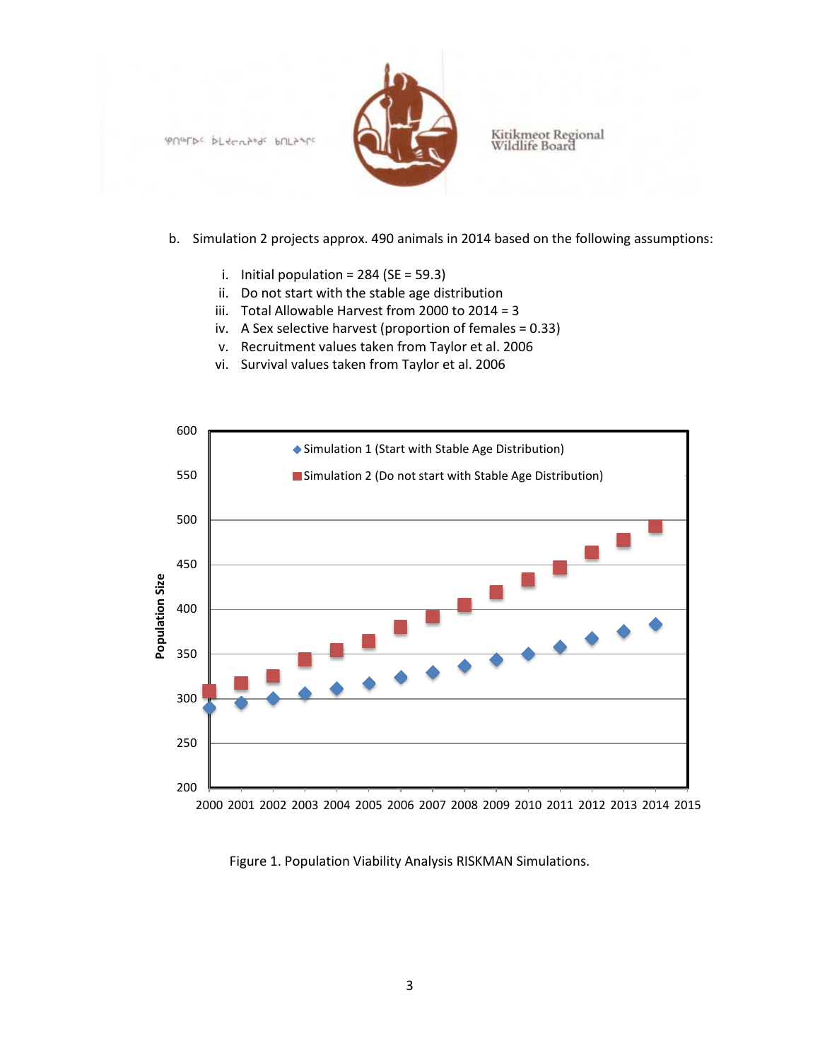b. Simulation 2 projects approx. 490 animals in 2014 based on the following assumptions:

   i. Initial population = 284 (SE = 59.3)
   ii. Do not start with the stable age distribution
   iii. Total Allowable Harvest from 2000 to 2014 = 3
   iv. A Sex selective harvest (proportion of females = 0.33)
   v. Recruitment values taken from Taylor et al. 2006
   vi. Survival values taken from Taylor et al. 2006

Population Size

600
550
500
450
400
350
300
250
200

2000 2001 2002 2003 2004 2005 2006 2007 2008 2009 2010 2011 2012 2013 2014 2015

Simulation 1 (Start with Stable Age Distribution)

Simulation 2 (Do not start with Stable Age Distribution)

Figure 1. Population Viability Analysis RISKMAN Simulations.